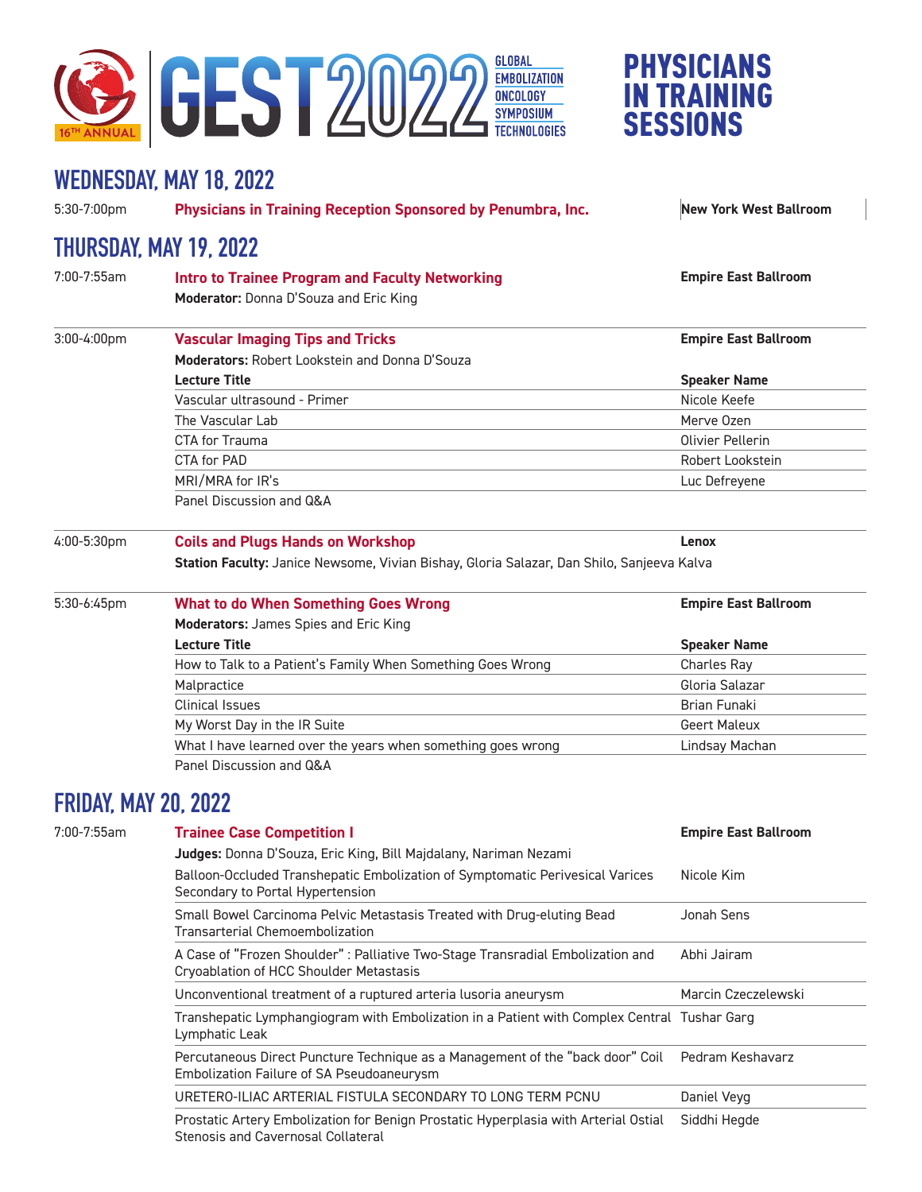# GEST 2022 — 16TH ANNUAL — GLOBAL EMBOLIZATION ONCOLOGY SYMPOSIUM TECHNOLOGIES

# PHYSICIANS IN TRAINING SESSIONS

## WEDNESDAY, MAY 18, 2022

5:30-7:00pm — **Physicians in Training Reception Sponsored by Penumbra, Inc.** — **New York West Ballroom**

## THURSDAY, MAY 19, 2022

7:00-7:55am — **Intro to Trainee Program and Faculty Networking** — **Empire East Ballroom**

**Moderator:** Donna D'Souza and Eric King

3:00-4:00pm — **Vascular Imaging Tips and Tricks** — **Empire East Ballroom**

**Moderators:** Robert Lookstein and Donna D'Souza

| Lecture Title | Speaker Name |
|---|---|
| Vascular ultrasound - Primer | Nicole Keefe |
| The Vascular Lab | Merve Ozen |
| CTA for Trauma | Olivier Pellerin |
| CTA for PAD | Robert Lookstein |
| MRI/MRA for IR's | Luc Defreyene |
| Panel Discussion and Q&A | |

4:00-5:30pm — **Coils and Plugs Hands on Workshop** — **Lenox**

**Station Faculty:** Janice Newsome, Vivian Bishay, Gloria Salazar, Dan Shilo, Sanjeeva Kalva

5:30-6:45pm — **What to do When Something Goes Wrong** — **Empire East Ballroom**

**Moderators:** James Spies and Eric King

| Lecture Title | Speaker Name |
|---|---|
| How to Talk to a Patient's Family When Something Goes Wrong | Charles Ray |
| Malpractice | Gloria Salazar |
| Clinical Issues | Brian Funaki |
| My Worst Day in the IR Suite | Geert Maleux |
| What I have learned over the years when something goes wrong | Lindsay Machan |
| Panel Discussion and Q&A | |

## FRIDAY, MAY 20, 2022

7:00-7:55am — **Trainee Case Competition I** — **Empire East Ballroom**

**Judges:** Donna D'Souza, Eric King, Bill Majdalany, Nariman Nezami

| Case | Presenter |
|---|---|
| Balloon-Occluded Transhepatic Embolization of Symptomatic Perivesical Varices Secondary to Portal Hypertension | Nicole Kim |
| Small Bowel Carcinoma Pelvic Metastasis Treated with Drug-eluting Bead Transarterial Chemoembolization | Jonah Sens |
| A Case of "Frozen Shoulder" : Palliative Two-Stage Transradial Embolization and Cryoablation of HCC Shoulder Metastasis | Abhi Jairam |
| Unconventional treatment of a ruptured arteria lusoria aneurysm | Marcin Czeczelewski |
| Transhepatic Lymphangiogram with Embolization in a Patient with Complex Central Lymphatic Leak | Tushar Garg |
| Percutaneous Direct Puncture Technique as a Management of the "back door" Coil Embolization Failure of SA Pseudoaneurysm | Pedram Keshavarz |
| URETERO-ILIAC ARTERIAL FISTULA SECONDARY TO LONG TERM PCNU | Daniel Veyg |
| Prostatic Artery Embolization for Benign Prostatic Hyperplasia with Arterial Ostial Stenosis and Cavernosal Collateral | Siddhi Hegde |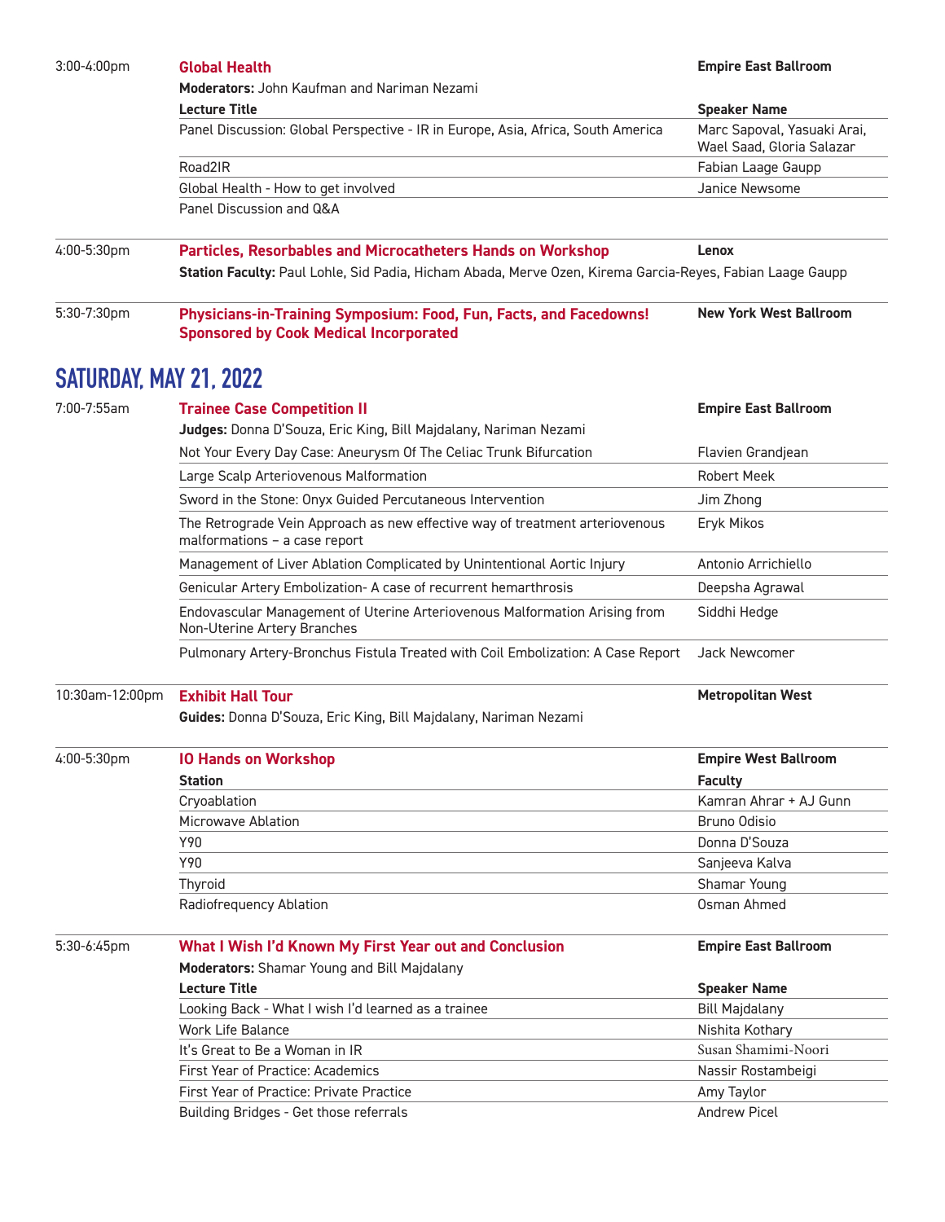| | | |
|---|---|---|
| 3:00-4:00pm | **Global Health** | **Empire East Ballroom** |
| | **Moderators:** John Kaufman and Nariman Nezami | |
| | **Lecture Title** | **Speaker Name** |
| | Panel Discussion: Global Perspective - IR in Europe, Asia, Africa, South America | Marc Sapoval, Yasuaki Arai, Wael Saad, Gloria Salazar |
| | Road2IR | Fabian Laage Gaupp |
| | Global Health - How to get involved | Janice Newsome |
| | Panel Discussion and Q&A | |
| 4:00-5:30pm | **Particles, Resorbables and Microcatheters Hands on Workshop** | **Lenox** |
| | **Station Faculty:** Paul Lohle, Sid Padia, Hicham Abada, Merve Ozen, Kirema Garcia-Reyes, Fabian Laage Gaupp | |
| 5:30-7:30pm | **Physicians-in-Training Symposium: Food, Fun, Facts, and Facedowns! Sponsored by Cook Medical Incorporated** | **New York West Ballroom** |

## SATURDAY, MAY 21, 2022

| | | |
|---|---|---|
| 7:00-7:55am | **Trainee Case Competition II** | **Empire East Ballroom** |
| | **Judges:** Donna D'Souza, Eric King, Bill Majdalany, Nariman Nezami | |
| | Not Your Every Day Case: Aneurysm Of The Celiac Trunk Bifurcation | Flavien Grandjean |
| | Large Scalp Arteriovenous Malformation | Robert Meek |
| | Sword in the Stone: Onyx Guided Percutaneous Intervention | Jim Zhong |
| | The Retrograde Vein Approach as new effective way of treatment arteriovenous malformations – a case report | Eryk Mikos |
| | Management of Liver Ablation Complicated by Unintentional Aortic Injury | Antonio Arrichiello |
| | Genicular Artery Embolization- A case of recurrent hemarthrosis | Deepsha Agrawal |
| | Endovascular Management of Uterine Arteriovenous Malformation Arising from Non-Uterine Artery Branches | Siddhi Hedge |
| | Pulmonary Artery-Bronchus Fistula Treated with Coil Embolization: A Case Report | Jack Newcomer |
| 10:30am-12:00pm | **Exhibit Hall Tour** | **Metropolitan West** |
| | **Guides:** Donna D'Souza, Eric King, Bill Majdalany, Nariman Nezami | |
| 4:00-5:30pm | **IO Hands on Workshop** | **Empire West Ballroom** |
| | **Station** | **Faculty** |
| | Cryoablation | Kamran Ahrar + AJ Gunn |
| | Microwave Ablation | Bruno Odisio |
| | Y90 | Donna D'Souza |
| | Y90 | Sanjeeva Kalva |
| | Thyroid | Shamar Young |
| | Radiofrequency Ablation | Osman Ahmed |
| 5:30-6:45pm | **What I Wish I'd Known My First Year out and Conclusion** | **Empire East Ballroom** |
| | **Moderators:** Shamar Young and Bill Majdalany | |
| | **Lecture Title** | **Speaker Name** |
| | Looking Back - What I wish I'd learned as a trainee | Bill Majdalany |
| | Work Life Balance | Nishita Kothary |
| | It's Great to Be a Woman in IR | Susan Shamimi-Noori |
| | First Year of Practice: Academics | Nassir Rostambeigi |
| | First Year of Practice: Private Practice | Amy Taylor |
| | Building Bridges - Get those referrals | Andrew Picel |